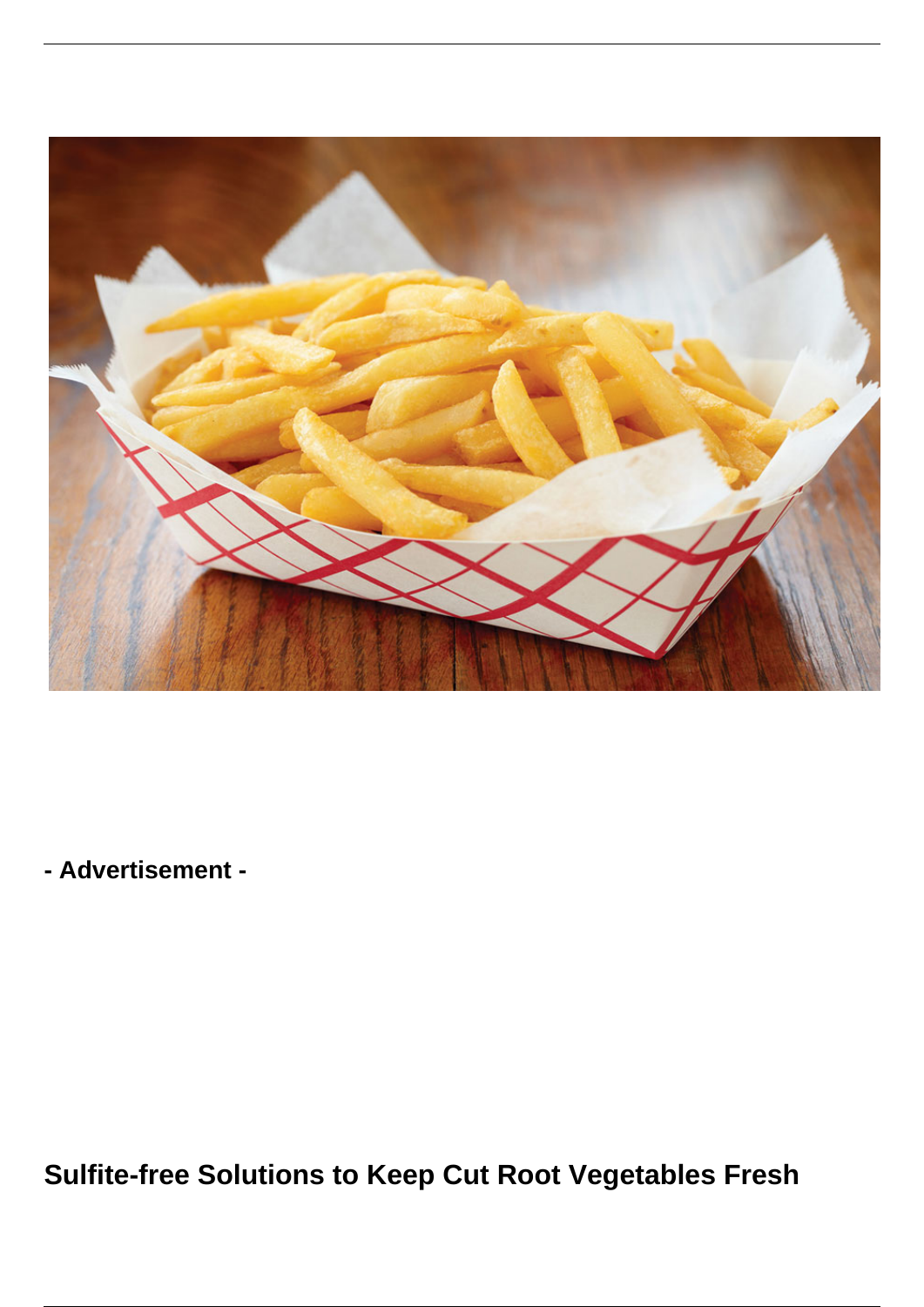- Advertisement -

## Sulfite-free Solutions to Keep Cut Root Vegetables Fresh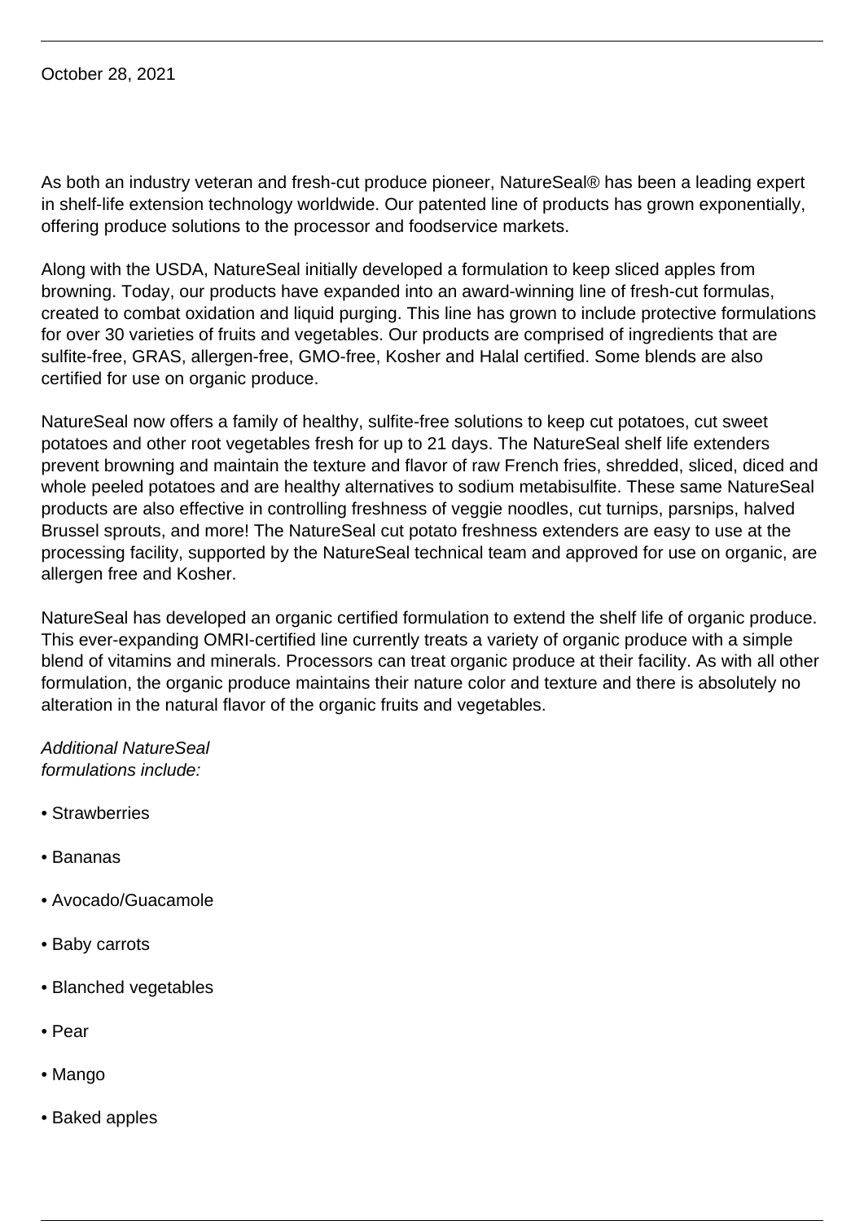October 28, 2021

As both an industry veteran and fresh-cut produce pioneer, NatureSeal® has been a leading expert in shelf-life extension technology worldwide. Our patented line of products has grown exponentially, offering produce solutions to the processor and foodservice markets.

Along with the USDA, NatureSeal initially developed a formulation to keep sliced apples from browning. Today, our products have expanded into an award-winning line of fresh-cut formulas, created to combat oxidation and liquid purging. This line has grown to include protective formulations for over 30 varieties of fruits and vegetables. Our products are comprised of ingredients that are sulfite-free, GRAS, allergen-free, GMO-free, Kosher and Halal certified. Some blends are also certified for use on organic produce.

NatureSeal now offers a family of healthy, sulfite-free solutions to keep cut potatoes, cut sweet potatoes and other root vegetables fresh for up to 21 days. The NatureSeal shelf life extenders prevent browning and maintain the texture and flavor of raw French fries, shredded, sliced, diced and whole peeled potatoes and are healthy alternatives to sodium metabisulfite. These same NatureSeal products are also effective in controlling freshness of veggie noodles, cut turnips, parsnips, halved Brussel sprouts, and more! The NatureSeal cut potato freshness extenders are easy to use at the processing facility, supported by the NatureSeal technical team and approved for use on organic, are allergen free and Kosher.

NatureSeal has developed an organic certified formulation to extend the shelf life of organic produce. This ever-expanding OMRI-certified line currently treats a variety of organic produce with a simple blend of vitamins and minerals. Processors can treat organic produce at their facility. As with all other formulation, the organic produce maintains their nature color and texture and there is absolutely no alteration in the natural flavor of the organic fruits and vegetables.

*Additional NatureSeal formulations include:*

- Strawberries
- Bananas
- Avocado/Guacamole
- Baby carrots
- Blanched vegetables
- Pear
- Mango
- Baked apples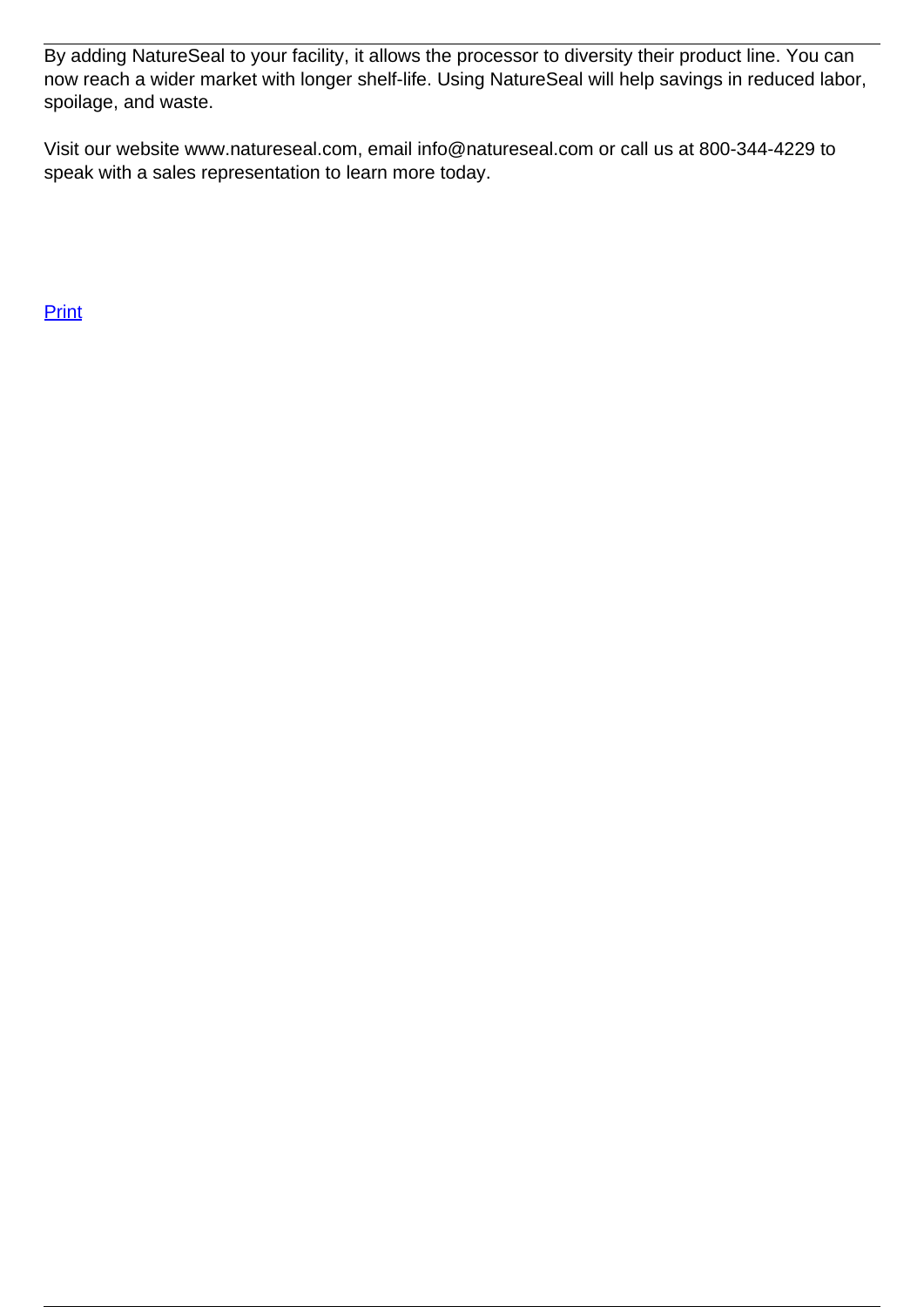By adding NatureSeal to your facility, it allows the processor to diversity their product line. You can now reach a wider market with longer shelf-life. Using NatureSeal will help savings in reduced labor, spoilage, and waste.

Visit our website www.natureseal.com, email info@natureseal.com or call us at 800-344-4229 to speak with a sales representation to learn more today.

Print